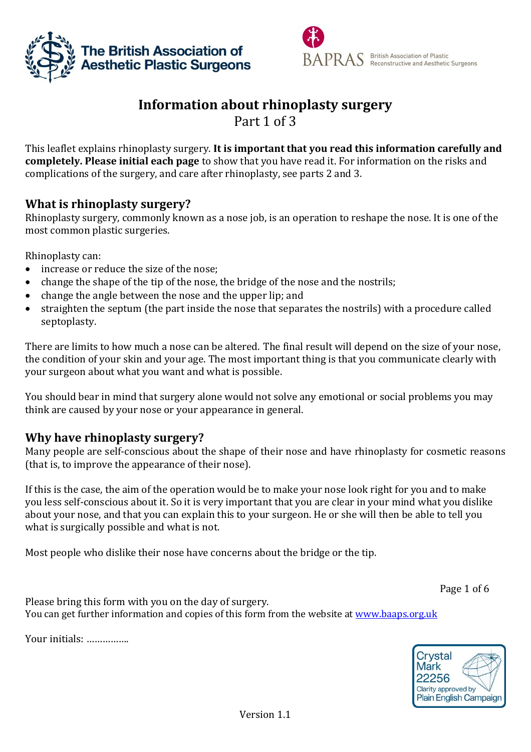The British Association of Aesthetic Plastic Surgeons

BAPRAS British Association of Plastic Reconstructive and Aesthetic Surgeons

# Information about rhinoplasty surgery

Part 1 of 3

This leaflet explains rhinoplasty surgery. **It is important that you read this information carefully and completely. Please initial each page** to show that you have read it. For information on the risks and complications of the surgery, and care after rhinoplasty, see parts 2 and 3.

## What is rhinoplasty surgery?

Rhinoplasty surgery, commonly known as a nose job, is an operation to reshape the nose. It is one of the most common plastic surgeries.

Rhinoplasty can:

- increase or reduce the size of the nose;
- change the shape of the tip of the nose, the bridge of the nose and the nostrils;
- change the angle between the nose and the upper lip; and
- straighten the septum (the part inside the nose that separates the nostrils) with a procedure called septoplasty.

There are limits to how much a nose can be altered. The final result will depend on the size of your nose, the condition of your skin and your age. The most important thing is that you communicate clearly with your surgeon about what you want and what is possible.

You should bear in mind that surgery alone would not solve any emotional or social problems you may think are caused by your nose or your appearance in general.

## Why have rhinoplasty surgery?

Many people are self-conscious about the shape of their nose and have rhinoplasty for cosmetic reasons (that is, to improve the appearance of their nose).

If this is the case, the aim of the operation would be to make your nose look right for you and to make you less self-conscious about it. So it is very important that you are clear in your mind what you dislike about your nose, and that you can explain this to your surgeon. He or she will then be able to tell you what is surgically possible and what is not.

Most people who dislike their nose have concerns about the bridge or the tip.

Please bring this form with you on the day of surgery.
You can get further information and copies of this form from the website at [www.baaps.org.uk](http://www.baaps.org.uk)

Your initials: …………….

Crystal Mark 22256 Clarity approved by Plain English Campaign

Version 1.1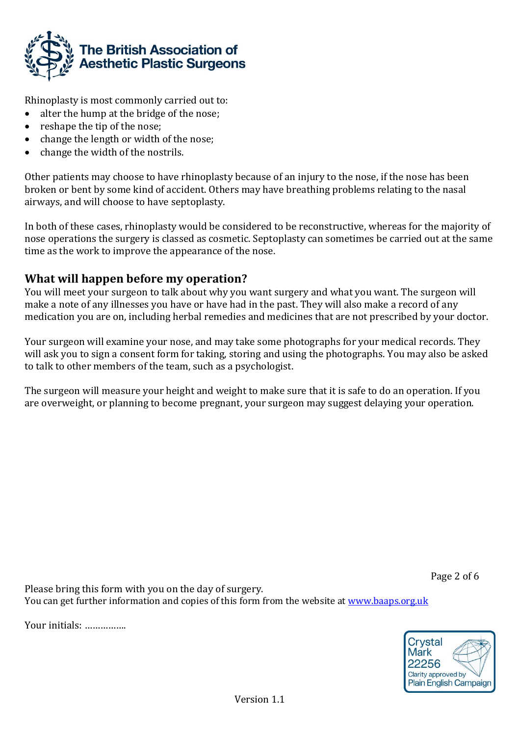Rhinoplasty is most commonly carried out to:

- alter the hump at the bridge of the nose;
- reshape the tip of the nose;
- change the length or width of the nose;
- change the width of the nostrils.

Other patients may choose to have rhinoplasty because of an injury to the nose, if the nose has been broken or bent by some kind of accident. Others may have breathing problems relating to the nasal airways, and will choose to have septoplasty.

In both of these cases, rhinoplasty would be considered to be reconstructive, whereas for the majority of nose operations the surgery is classed as cosmetic. Septoplasty can sometimes be carried out at the same time as the work to improve the appearance of the nose.

## What will happen before my operation?

You will meet your surgeon to talk about why you want surgery and what you want. The surgeon will make a note of any illnesses you have or have had in the past. They will also make a record of any medication you are on, including herbal remedies and medicines that are not prescribed by your doctor.

Your surgeon will examine your nose, and may take some photographs for your medical records. They will ask you to sign a consent form for taking, storing and using the photographs. You may also be asked to talk to other members of the team, such as a psychologist.

The surgeon will measure your height and weight to make sure that it is safe to do an operation. If you are overweight, or planning to become pregnant, your surgeon may suggest delaying your operation.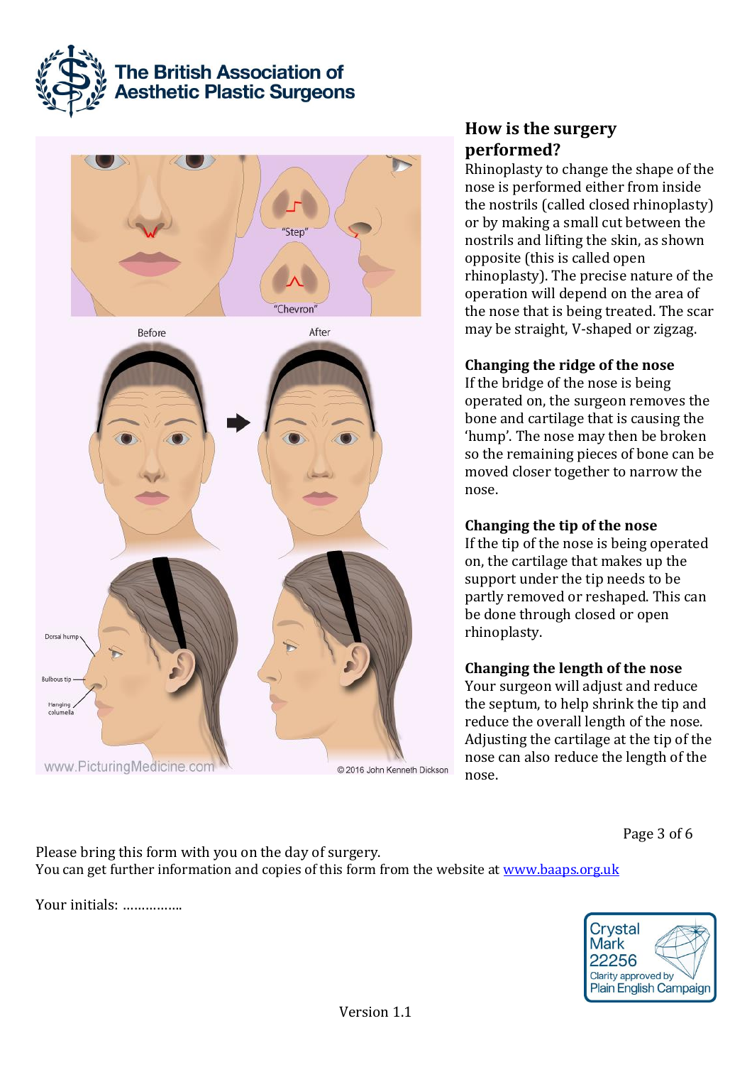## How is the surgery performed?

Rhinoplasty to change the shape of the nose is performed either from inside the nostrils (called closed rhinoplasty) or by making a small cut between the nostrils and lifting the skin, as shown opposite (this is called open rhinoplasty). The precise nature of the operation will depend on the area of the nose that is being treated. The scar may be straight, V-shaped or zigzag.

### Changing the ridge of the nose

If the bridge of the nose is being operated on, the surgeon removes the bone and cartilage that is causing the 'hump'. The nose may then be broken so the remaining pieces of bone can be moved closer together to narrow the nose.

### Changing the tip of the nose

If the tip of the nose is being operated on, the cartilage that makes up the support under the tip needs to be partly removed or reshaped. This can be done through closed or open rhinoplasty.

### Changing the length of the nose

Your surgeon will adjust and reduce the septum, to help shrink the tip and reduce the overall length of the nose. Adjusting the cartilage at the tip of the nose can also reduce the length of the nose.

"Step"

"Chevron"

Before

After

Dorsal hump

Bulbous tip

Hanging columella

www.PicturingMedicine.com

© 2016 John Kenneth Dickson

Please bring this form with you on the day of surgery.
You can get further information and copies of this form from the website at www.baaps.org.uk

Your initials: …………….

Version 1.1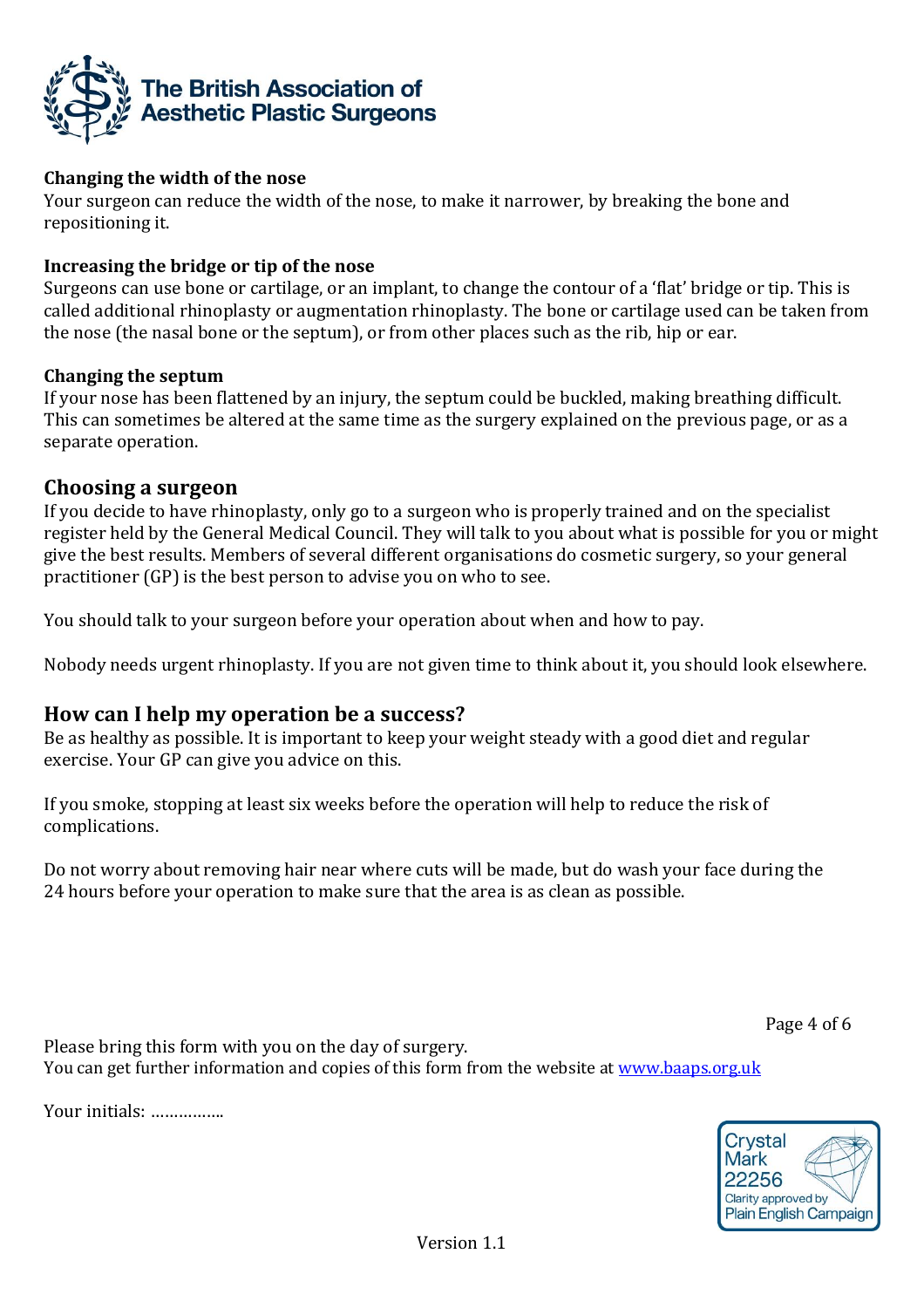### Changing the width of the nose

Your surgeon can reduce the width of the nose, to make it narrower, by breaking the bone and repositioning it.

### Increasing the bridge or tip of the nose

Surgeons can use bone or cartilage, or an implant, to change the contour of a 'flat' bridge or tip. This is called additional rhinoplasty or augmentation rhinoplasty. The bone or cartilage used can be taken from the nose (the nasal bone or the septum), or from other places such as the rib, hip or ear.

### Changing the septum

If your nose has been flattened by an injury, the septum could be buckled, making breathing difficult. This can sometimes be altered at the same time as the surgery explained on the previous page, or as a separate operation.

## Choosing a surgeon

If you decide to have rhinoplasty, only go to a surgeon who is properly trained and on the specialist register held by the General Medical Council. They will talk to you about what is possible for you or might give the best results. Members of several different organisations do cosmetic surgery, so your general practitioner (GP) is the best person to advise you on who to see.

You should talk to your surgeon before your operation about when and how to pay.

Nobody needs urgent rhinoplasty. If you are not given time to think about it, you should look elsewhere.

## How can I help my operation be a success?

Be as healthy as possible. It is important to keep your weight steady with a good diet and regular exercise. Your GP can give you advice on this.

If you smoke, stopping at least six weeks before the operation will help to reduce the risk of complications.

Do not worry about removing hair near where cuts will be made, but do wash your face during the 24 hours before your operation to make sure that the area is as clean as possible.

Please bring this form with you on the day of surgery.
You can get further information and copies of this form from the website at www.baaps.org.uk

Your initials: ................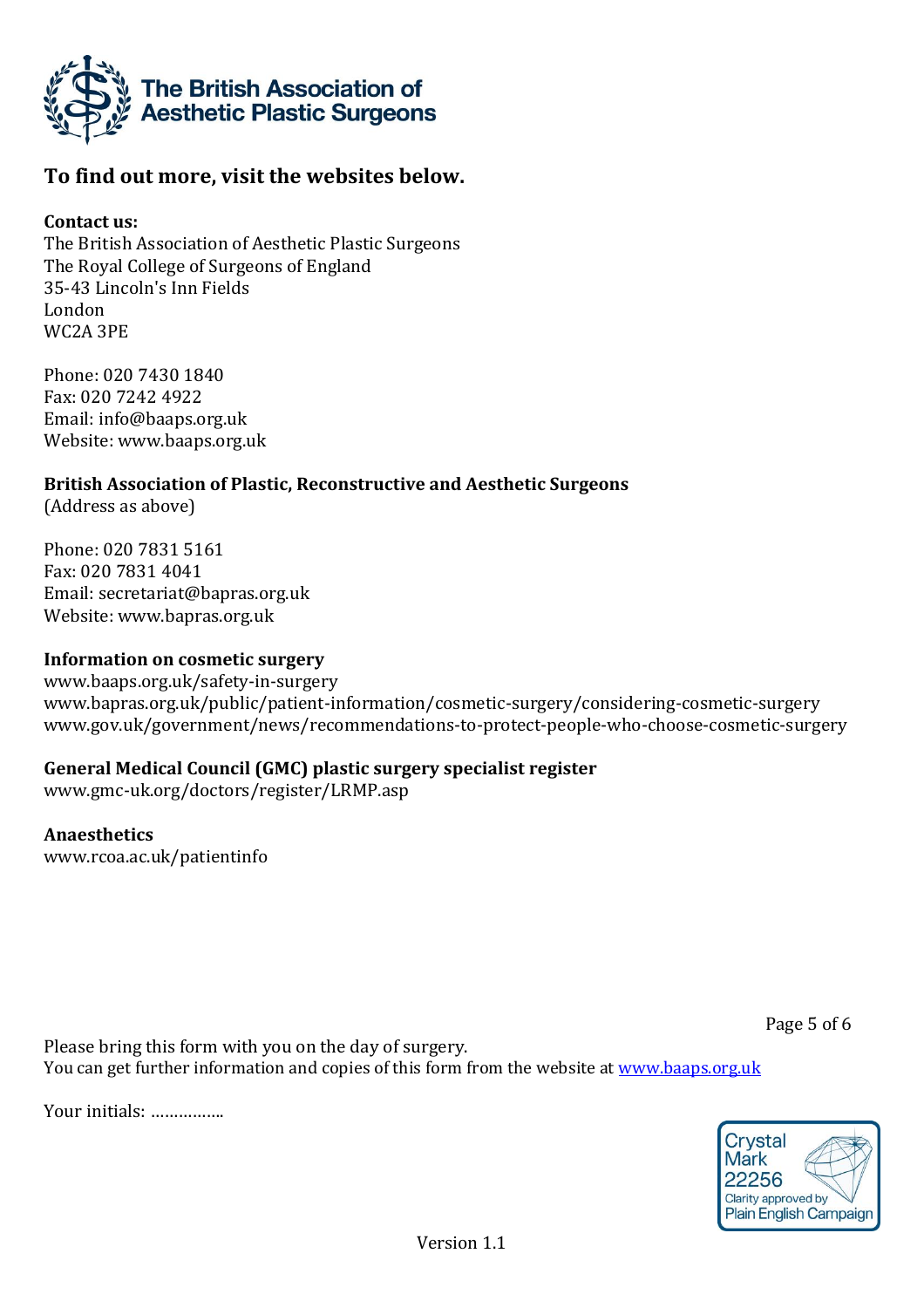The British Association of Aesthetic Plastic Surgeons

## To find out more, visit the websites below.

**Contact us:**
The British Association of Aesthetic Plastic Surgeons
The Royal College of Surgeons of England
35-43 Lincoln's Inn Fields
London
WC2A 3PE

Phone: 020 7430 1840
Fax: 020 7242 4922
Email: info@baaps.org.uk
Website: www.baaps.org.uk

**British Association of Plastic, Reconstructive and Aesthetic Surgeons**
(Address as above)

Phone: 020 7831 5161
Fax: 020 7831 4041
Email: secretariat@bapras.org.uk
Website: www.bapras.org.uk

**Information on cosmetic surgery**
www.baaps.org.uk/safety-in-surgery
www.bapras.org.uk/public/patient-information/cosmetic-surgery/considering-cosmetic-surgery
www.gov.uk/government/news/recommendations-to-protect-people-who-choose-cosmetic-surgery

**General Medical Council (GMC) plastic surgery specialist register**
www.gmc-uk.org/doctors/register/LRMP.asp

**Anaesthetics**
www.rcoa.ac.uk/patientinfo

Please bring this form with you on the day of surgery.
You can get further information and copies of this form from the website at www.baaps.org.uk

Your initials: …………….

Crystal Mark 22256 Clarity approved by Plain English Campaign

Version 1.1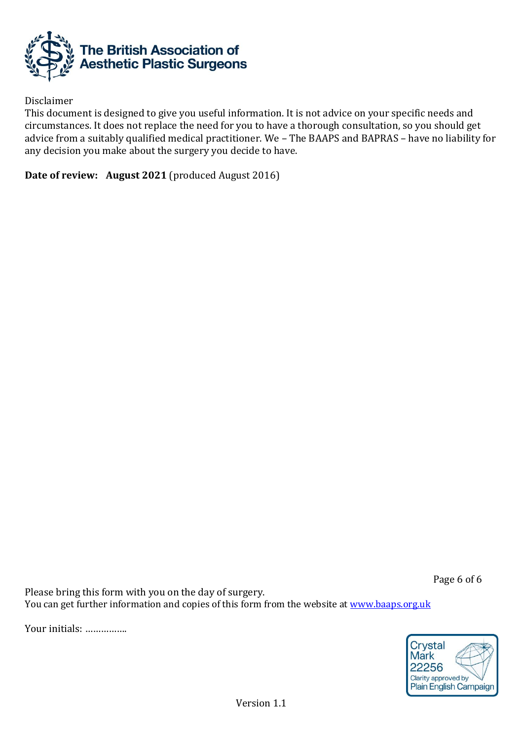The British Association of Aesthetic Plastic Surgeons

Disclaimer

This document is designed to give you useful information. It is not advice on your specific needs and circumstances. It does not replace the need for you to have a thorough consultation, so you should get advice from a suitably qualified medical practitioner. We – The BAAPS and BAPRAS – have no liability for any decision you make about the surgery you decide to have.

**Date of review: August 2021** (produced August 2016)

Please bring this form with you on the day of surgery.

You can get further information and copies of this form from the website at [www.baaps.org.uk](http://www.baaps.org.uk)

Your initials: …………….

Crystal Mark 22256 Clarity approved by Plain English Campaign

Version 1.1